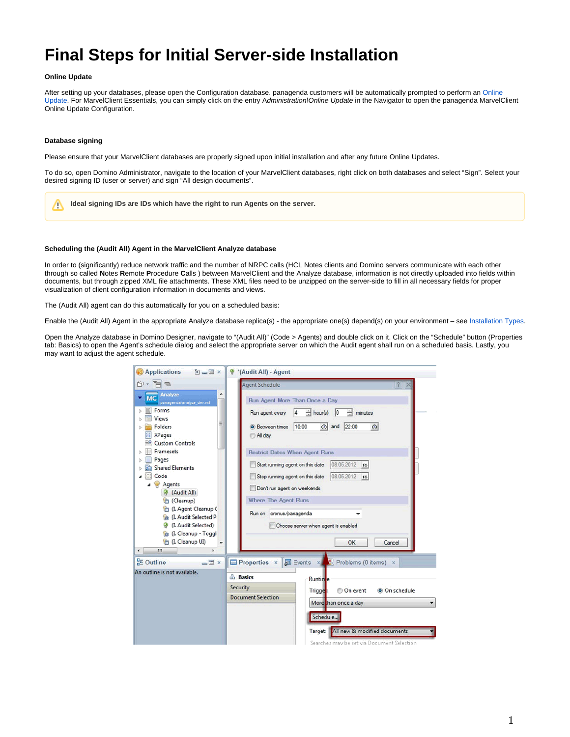# Final Steps for Initial Server-side Installation

**Online Update**

After setting up your databases, please open the Configuration database. panagenda customers will be automatically prompted to perform an Online Update. For MarvelClient Essentials, you can simply click on the entry *Administration\Online Update* in the Navigator to open the panagenda MarvelClient Online Update Configuration.

**Database signing**

Please ensure that your MarvelClient databases are properly signed upon initial installation and after any future Online Updates.

To do so, open Domino Administrator, navigate to the location of your MarvelClient databases, right click on both databases and select "Sign". Select your desired signing ID (user or server) and sign "All design documents".

> **Ideal signing IDs are IDs which have the right to run Agents on the server.**

**Scheduling the (Audit All) Agent in the MarvelClient Analyze database**

In order to (significantly) reduce network traffic and the number of NRPC calls (HCL Notes clients and Domino servers communicate with each other through so called **N**otes **R**emote **P**rocedure **C**alls ) between MarvelClient and the Analyze database, information is not directly uploaded into fields within documents, but through zipped XML file attachments. These XML files need to be unzipped on the server-side to fill in all necessary fields for proper visualization of client configuration information in documents and views.

The (Audit All) agent can do this automatically for you on a scheduled basis:

Enable the (Audit All) Agent in the appropriate Analyze database replica(s) - the appropriate one(s) depend(s) on your environment – see Installation Types.

Open the Analyze database in Domino Designer, navigate to "(Audit All)" (Code > Agents) and double click on it. Click on the "Schedule" button (Properties tab: Basics) to open the Agent's schedule dialog and select the appropriate server on which the Audit agent shall run on a scheduled basis. Lastly, you may want to adjust the agent schedule.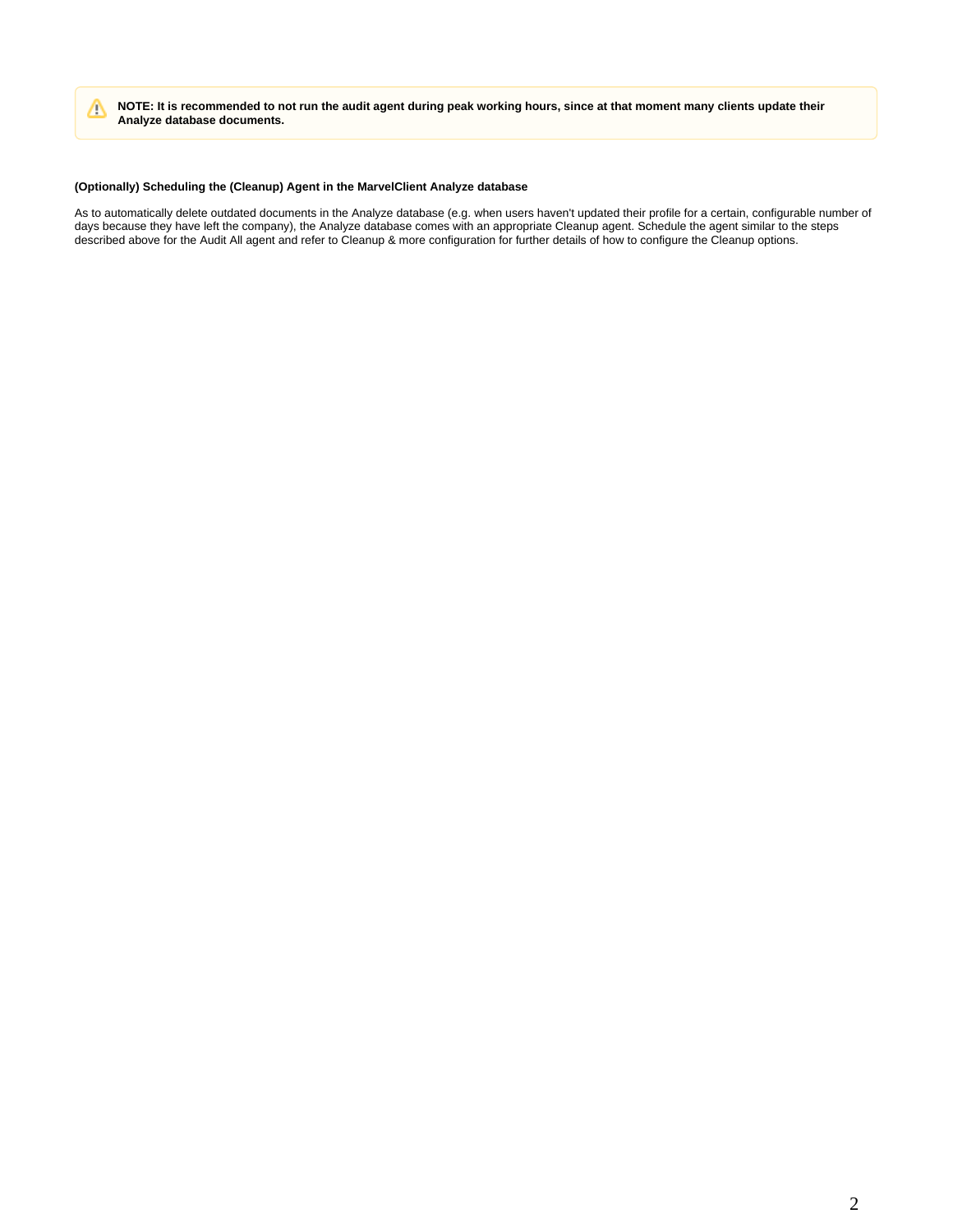> ⚠ **NOTE: It is recommended to not run the audit agent during peak working hours, since at that moment many clients update their Analyze database documents.**

#### (Optionally) Scheduling the (Cleanup) Agent in the MarvelClient Analyze database

As to automatically delete outdated documents in the Analyze database (e.g. when users haven't updated their profile for a certain, configurable number of days because they have left the company), the Analyze database comes with an appropriate Cleanup agent. Schedule the agent similar to the steps described above for the Audit All agent and refer to Cleanup & more configuration for further details of how to configure the Cleanup options.